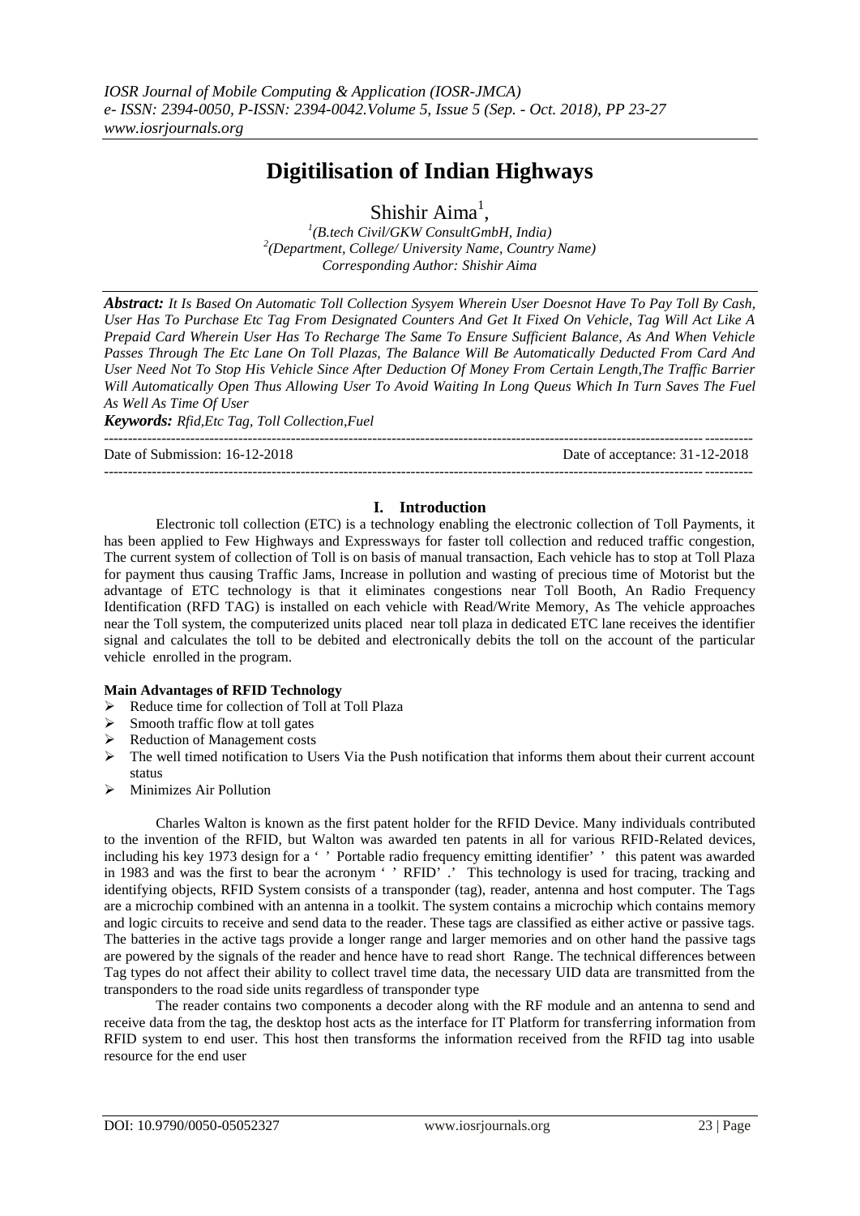# Digitilisation of Indian Highways

Shishir Aima[1],

[1](B.tech Civil/GKW ConsultGmbH, India)
[2](Department, College/ University Name, Country Name)
*Corresponding Author: Shishir Aima*

***Abstract:*** *It Is Based On Automatic Toll Collection Sysyem Wherein User Doesnot Have To Pay Toll By Cash, User Has To Purchase Etc Tag From Designated Counters And Get It Fixed On Vehicle, Tag Will Act Like A Prepaid Card Wherein User Has To Recharge The Same To Ensure Sufficient Balance, As And When Vehicle Passes Through The Etc Lane On Toll Plazas, The Balance Will Be Automatically Deducted From Card And User Need Not To Stop His Vehicle Since After Deduction Of Money From Certain Length,The Traffic Barrier Will Automatically Open Thus Allowing User To Avoid Waiting In Long Queus Which In Turn Saves The Fuel As Well As Time Of User*

***Keywords:*** *Rfid,Etc Tag, Toll Collection,Fuel*

---

Date of Submission: 16-12-2018 Date of acceptance: 31-12-2018

---

## I. Introduction

Electronic toll collection (ETC) is a technology enabling the electronic collection of Toll Payments, it has been applied to Few Highways and Expressways for faster toll collection and reduced traffic congestion, The current system of collection of Toll is on basis of manual transaction, Each vehicle has to stop at Toll Plaza for payment thus causing Traffic Jams, Increase in pollution and wasting of precious time of Motorist but the advantage of ETC technology is that it eliminates congestions near Toll Booth, An Radio Frequency Identification (RFD TAG) is installed on each vehicle with Read/Write Memory, As The vehicle approaches near the Toll system, the computerized units placed near toll plaza in dedicated ETC lane receives the identifier signal and calculates the toll to be debited and electronically debits the toll on the account of the particular vehicle enrolled in the program.

**Main Advantages of RFID Technology**

- Reduce time for collection of Toll at Toll Plaza
- Smooth traffic flow at toll gates
- Reduction of Management costs
- The well timed notification to Users Via the Push notification that informs them about their current account status
- Minimizes Air Pollution

Charles Walton is known as the first patent holder for the RFID Device. Many individuals contributed to the invention of the RFID, but Walton was awarded ten patents in all for various RFID-Related devices, including his key 1973 design for a ' ' Portable radio frequency emitting identifier' ' this patent was awarded in 1983 and was the first to bear the acronym ' ' RFID' .' This technology is used for tracing, tracking and identifying objects, RFID System consists of a transponder (tag), reader, antenna and host computer. The Tags are a microchip combined with an antenna in a toolkit. The system contains a microchip which contains memory and logic circuits to receive and send data to the reader. These tags are classified as either active or passive tags. The batteries in the active tags provide a longer range and larger memories and on other hand the passive tags are powered by the signals of the reader and hence have to read short Range. The technical differences between Tag types do not affect their ability to collect travel time data, the necessary UID data are transmitted from the transponders to the road side units regardless of transponder type

The reader contains two components a decoder along with the RF module and an antenna to send and receive data from the tag, the desktop host acts as the interface for IT Platform for transferring information from RFID system to end user. This host then transforms the information received from the RFID tag into usable resource for the end user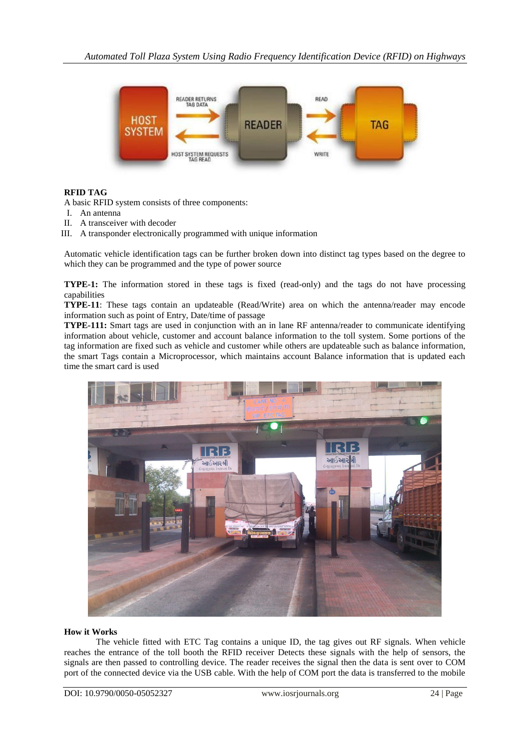**RFID TAG**

A basic RFID system consists of three components:

I. An antenna
II. A transceiver with decoder
III. A transponder electronically programmed with unique information

Automatic vehicle identification tags can be further broken down into distinct tag types based on the degree to which they can be programmed and the type of power source

**TYPE-1:** The information stored in these tags is fixed (read-only) and the tags do not have processing capabilities

**TYPE-11**: These tags contain an updateable (Read/Write) area on which the antenna/reader may encode information such as point of Entry, Date/time of passage

**TYPE-111:** Smart tags are used in conjunction with an in lane RF antenna/reader to communicate identifying information about vehicle, customer and account balance information to the toll system. Some portions of the tag information are fixed such as vehicle and customer while others are updateable such as balance information, the smart Tags contain a Microprocessor, which maintains account Balance information that is updated each time the smart card is used

**How it Works**

The vehicle fitted with ETC Tag contains a unique ID, the tag gives out RF signals. When vehicle reaches the entrance of the toll booth the RFID receiver Detects these signals with the help of sensors, the signals are then passed to controlling device. The reader receives the signal then the data is sent over to COM port of the connected device via the USB cable. With the help of COM port the data is transferred to the mobile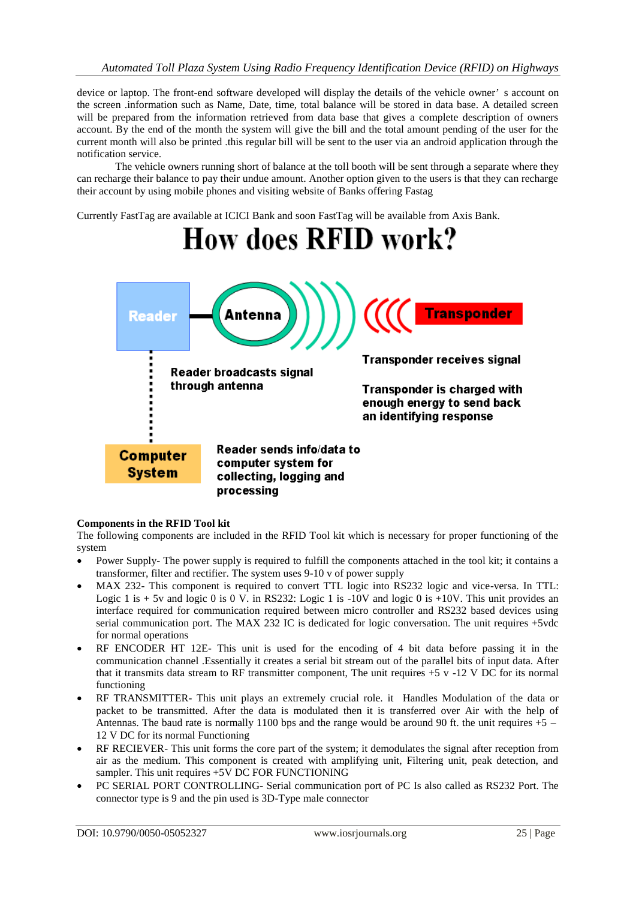device or laptop. The front-end software developed will display the details of the vehicle owner' s account on the screen .information such as Name, Date, time, total balance will be stored in data base. A detailed screen will be prepared from the information retrieved from data base that gives a complete description of owners account. By the end of the month the system will give the bill and the total amount pending of the user for the current month will also be printed .this regular bill will be sent to the user via an android application through the notification service.

The vehicle owners running short of balance at the toll booth will be sent through a separate where they can recharge their balance to pay their undue amount. Another option given to the users is that they can recharge their account by using mobile phones and visiting website of Banks offering Fastag

Currently FastTag are available at ICICI Bank and soon FastTag will be available from Axis Bank.

# How does RFID work?

Reader — Antenna — Transponder

Reader broadcasts signal through antenna

Transponder receives signal

Transponder is charged with enough energy to send back an identifying response

Computer System

Reader sends info/data to computer system for collecting, logging and processing

**Components in the RFID Tool kit**

The following components are included in the RFID Tool kit which is necessary for proper functioning of the system

- Power Supply- The power supply is required to fulfill the components attached in the tool kit; it contains a transformer, filter and rectifier. The system uses 9-10 v of power supply
- MAX 232- This component is required to convert TTL logic into RS232 logic and vice-versa. In TTL: Logic 1 is + 5v and logic 0 is 0 V. in RS232: Logic 1 is -10V and logic 0 is +10V. This unit provides an interface required for communication required between micro controller and RS232 based devices using serial communication port. The MAX 232 IC is dedicated for logic conversation. The unit requires +5vdc for normal operations
- RF ENCODER HT 12E- This unit is used for the encoding of 4 bit data before passing it in the communication channel .Essentially it creates a serial bit stream out of the parallel bits of input data. After that it transmits data stream to RF transmitter component, The unit requires +5 v -12 V DC for its normal functioning
- RF TRANSMITTER- This unit plays an extremely crucial role. it Handles Modulation of the data or packet to be transmitted. After the data is modulated then it is transferred over Air with the help of Antennas. The baud rate is normally 1100 bps and the range would be around 90 ft. the unit requires +5 – 12 V DC for its normal Functioning
- RF RECIEVER- This unit forms the core part of the system; it demodulates the signal after reception from air as the medium. This component is created with amplifying unit, Filtering unit, peak detection, and sampler. This unit requires +5V DC FOR FUNCTIONING
- PC SERIAL PORT CONTROLLING- Serial communication port of PC Is also called as RS232 Port. The connector type is 9 and the pin used is 3D-Type male connector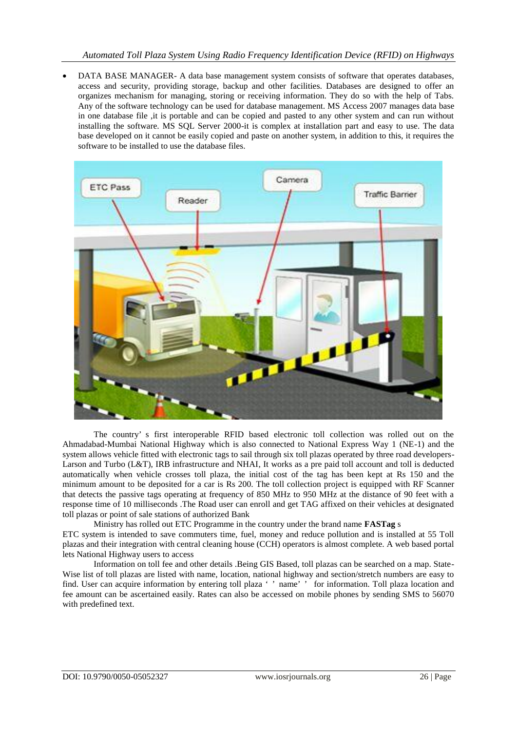- DATA BASE MANAGER- A data base management system consists of software that operates databases, access and security, providing storage, backup and other facilities. Databases are designed to offer an organizes mechanism for managing, storing or receiving information. They do so with the help of Tabs. Any of the software technology can be used for database management. MS Access 2007 manages data base in one database file ,it is portable and can be copied and pasted to any other system and can run without installing the software. MS SQL Server 2000-it is complex at installation part and easy to use. The data base developed on it cannot be easily copied and paste on another system, in addition to this, it requires the software to be installed to use the database files.

The country' s first interoperable RFID based electronic toll collection was rolled out on the Ahmadabad-Mumbai National Highway which is also connected to National Express Way 1 (NE-1) and the system allows vehicle fitted with electronic tags to sail through six toll plazas operated by three road developers-Larson and Turbo (L&T), IRB infrastructure and NHAI, It works as a pre paid toll account and toll is deducted automatically when vehicle crosses toll plaza, the initial cost of the tag has been kept at Rs 150 and the minimum amount to be deposited for a car is Rs 200. The toll collection project is equipped with RF Scanner that detects the passive tags operating at frequency of 850 MHz to 950 MHz at the distance of 90 feet with a response time of 10 milliseconds .The Road user can enroll and get TAG affixed on their vehicles at designated toll plazas or point of sale stations of authorized Bank

Ministry has rolled out ETC Programme in the country under the brand name **FASTag** s

ETC system is intended to save commuters time, fuel, money and reduce pollution and is installed at 55 Toll plazas and their integration with central cleaning house (CCH) operators is almost complete. A web based portal lets National Highway users to access

Information on toll fee and other details .Being GIS Based, toll plazas can be searched on a map. State-Wise list of toll plazas are listed with name, location, national highway and section/stretch numbers are easy to find. User can acquire information by entering toll plaza ' ' name' ' for information. Toll plaza location and fee amount can be ascertained easily. Rates can also be accessed on mobile phones by sending SMS to 56070 with predefined text.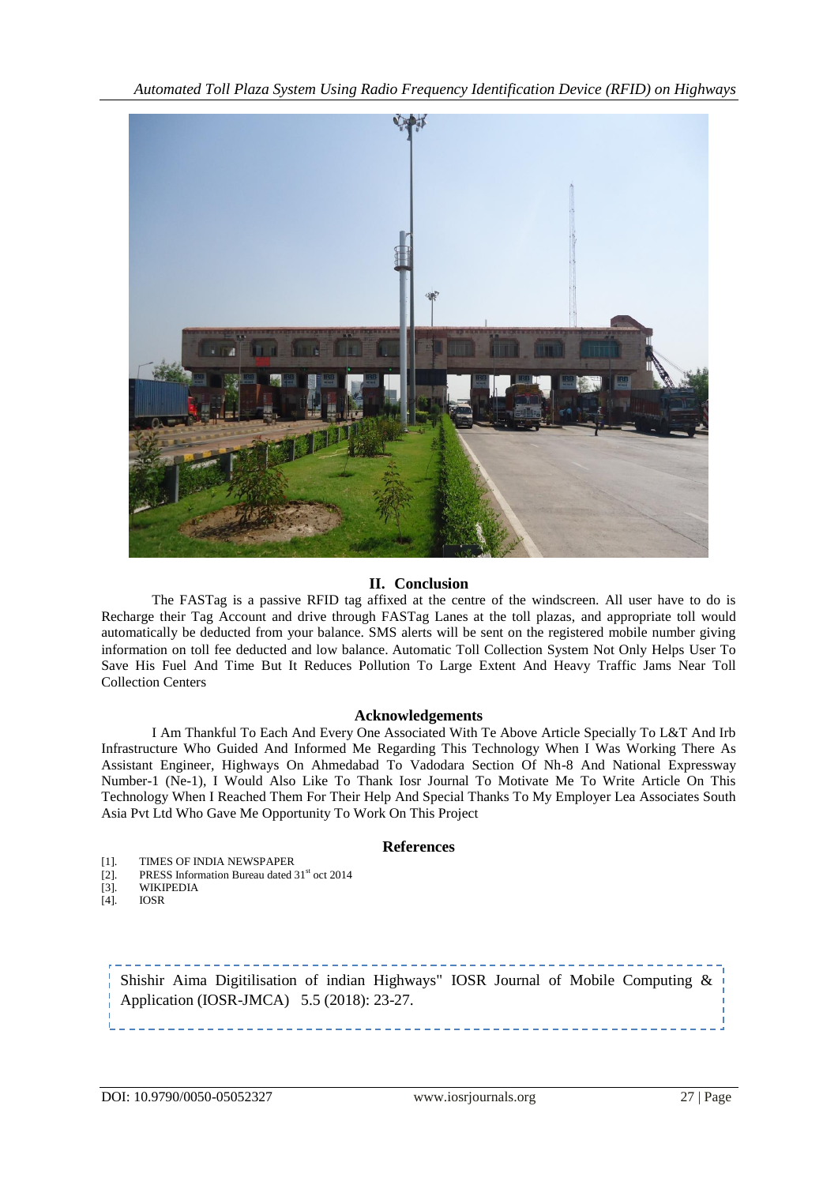## II. Conclusion

The FASTag is a passive RFID tag affixed at the centre of the windscreen. All user have to do is Recharge their Tag Account and drive through FASTag Lanes at the toll plazas, and appropriate toll would automatically be deducted from your balance. SMS alerts will be sent on the registered mobile number giving information on toll fee deducted and low balance. Automatic Toll Collection System Not Only Helps User To Save His Fuel And Time But It Reduces Pollution To Large Extent And Heavy Traffic Jams Near Toll Collection Centers

## Acknowledgements

I Am Thankful To Each And Every One Associated With Te Above Article Specially To L&T And Irb Infrastructure Who Guided And Informed Me Regarding This Technology When I Was Working There As Assistant Engineer, Highways On Ahmedabad To Vadodara Section Of Nh-8 And National Expressway Number-1 (Ne-1), I Would Also Like To Thank Iosr Journal To Motivate Me To Write Article On This Technology When I Reached Them For Their Help And Special Thanks To My Employer Lea Associates South Asia Pvt Ltd Who Gave Me Opportunity To Work On This Project

## References

[1]. TIMES OF INDIA NEWSPAPER
[2]. PRESS Information Bureau dated 31st oct 2014
[3]. WIKIPEDIA
[4]. IOSR

Shishir Aima Digitilisation of indian Highways" IOSR Journal of Mobile Computing & Application (IOSR-JMCA) 5.5 (2018): 23-27.